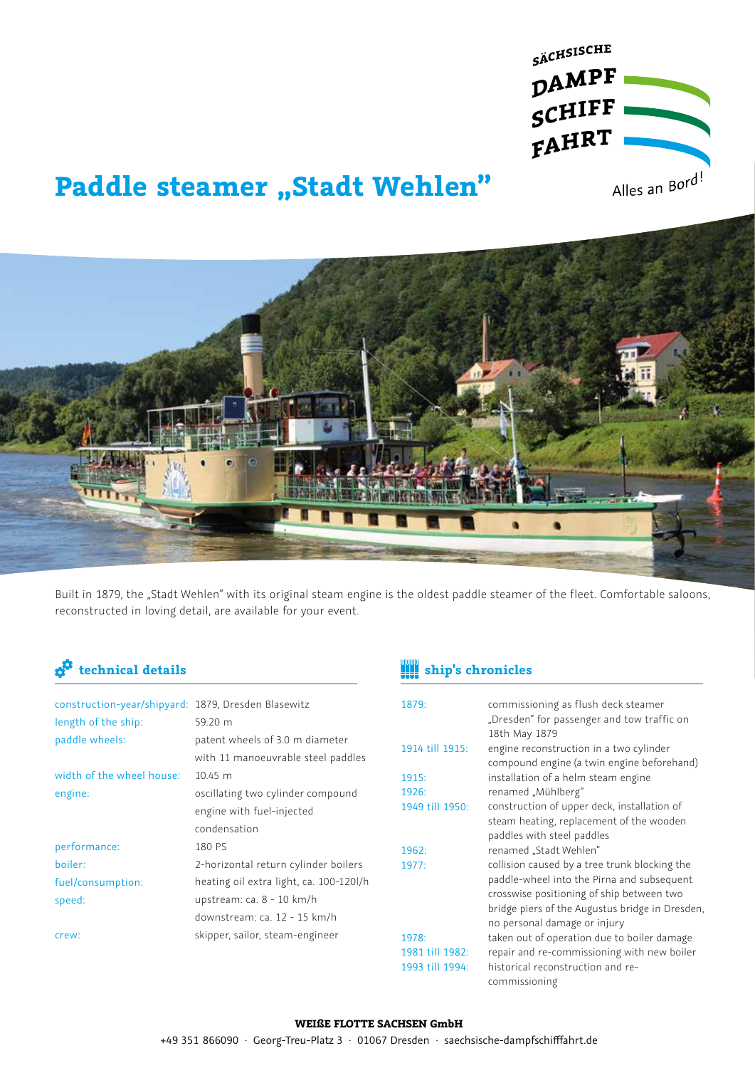SÄCHSISCHE DAMPF SCHIFF FAHRT

Alles an Bord!

# Paddle steamer „Stadt Wehlen"

Built in 1879, the „Stadt Wehlen" with its original steam engine is the oldest paddle steamer of the fleet. Comfortable saloons, reconstructed in loving detail, are available for your event.

## technical details

| | |
|---|---|
| construction-year/shipyard: | 1879, Dresden Blasewitz |
| length of the ship: | 59.20 m |
| paddle wheels: | patent wheels of 3.0 m diameter with 11 manoeuvrable steel paddles |
| width of the wheel house: | 10.45 m |
| engine: | oscillating two cylinder compound engine with fuel-injected condensation |
| performance: | 180 PS |
| boiler: | 2-horizontal return cylinder boilers |
| fuel/consumption: | heating oil extra light, ca. 100-120l/h |
| speed: | upstream: ca. 8 - 10 km/h<br>downstream: ca. 12 - 15 km/h |
| crew: | skipper, sailor, steam-engineer |

## ship's chronicles

| | |
|---|---|
| 1879: | commissioning as flush deck steamer „Dresden" for passenger and tow traffic on 18th May 1879 |
| 1914 till 1915: | engine reconstruction in a two cylinder compound engine (a twin engine beforehand) |
| 1915: | installation of a helm steam engine |
| 1926: | renamed „Mühlberg" |
| 1949 till 1950: | construction of upper deck, installation of steam heating, replacement of the wooden paddles with steel paddles |
| 1962: | renamed „Stadt Wehlen" |
| 1977: | collision caused by a tree trunk blocking the paddle-wheel into the Pirna and subsequent crosswise positioning of ship between two bridge piers of the Augustus bridge in Dresden, no personal damage or injury |
| 1978: | taken out of operation due to boiler damage |
| 1981 till 1982: | repair and re-commissioning with new boiler |
| 1993 till 1994: | historical reconstruction and re-commissioning |

**WEIẞE FLOTTE SACHSEN GmbH**

+49 351 866090 · Georg-Treu-Platz 3 · 01067 Dresden · saechsische-dampfschifffahrt.de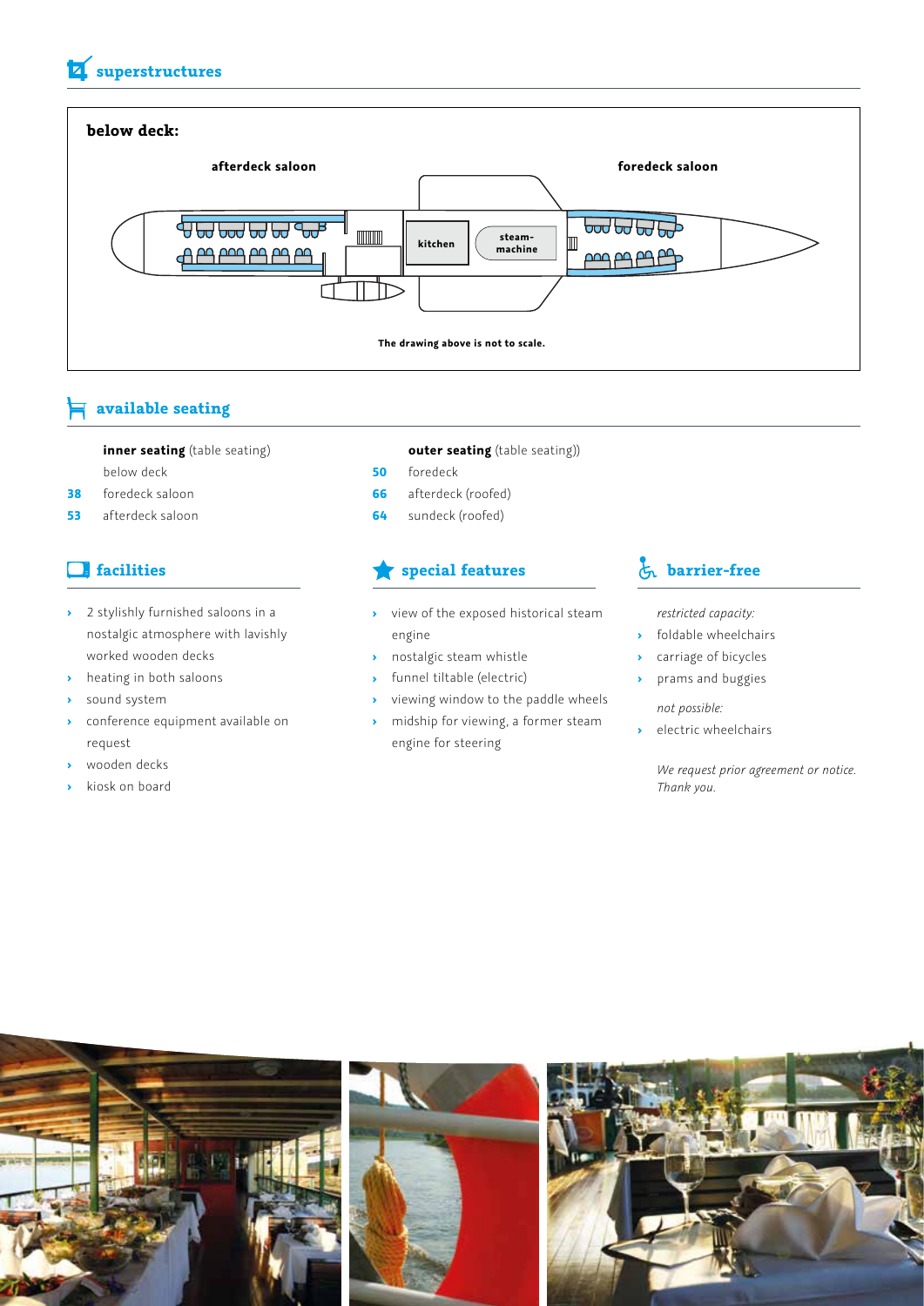## superstructures

**below deck:**

afterdeck saloon

foredeck saloon

kitchen

steam-machine

The drawing above is not to scale.

## available seating

**inner seating** (table seating)

below deck

**38** foredeck saloon

**53** afterdeck saloon

**outer seating** (table seating))

**50** foredeck

**66** afterdeck (roofed)

**64** sundeck (roofed)

## facilities

- 2 stylishly furnished saloons in a nostalgic atmosphere with lavishly worked wooden decks
- heating in both saloons
- sound system
- conference equipment available on request
- wooden decks
- kiosk on board

## special features

- view of the exposed historical steam engine
- nostalgic steam whistle
- funnel tiltable (electric)
- viewing window to the paddle wheels
- midship for viewing, a former steam engine for steering

## barrier-free

*restricted capacity:*

- foldable wheelchairs
- carriage of bicycles
- prams and buggies

*not possible:*

- electric wheelchairs

*We request prior agreement or notice. Thank you.*